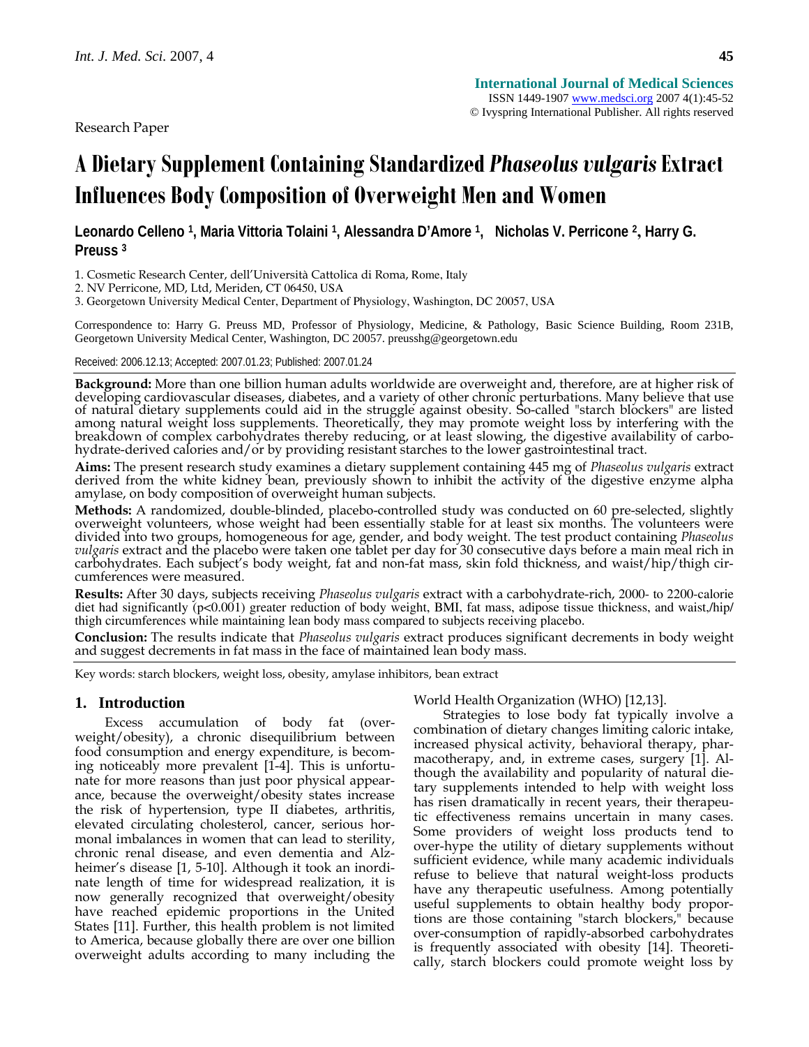Research Paper

# A Dietary Supplement Containing Standardized *Phaseolus vulgaris* Extract Influences Body Composition of Overweight Men and Women

**Leonardo Celleno [1], Maria Vittoria Tolaini [1], Alessandra D'Amore [1], Nicholas V. Perricone [2], Harry G. Preuss [3]**

1. Cosmetic Research Center, dell'Università Cattolica di Roma, Rome, Italy
2. NV Perricone, MD, Ltd, Meriden, CT 06450, USA
3. Georgetown University Medical Center, Department of Physiology, Washington, DC 20057, USA

Correspondence to: Harry G. Preuss MD, Professor of Physiology, Medicine, & Pathology, Basic Science Building, Room 231B, Georgetown University Medical Center, Washington, DC 20057. preusshg@georgetown.edu

Received: 2006.12.13; Accepted: 2007.01.23; Published: 2007.01.24

**Background:** More than one billion human adults worldwide are overweight and, therefore, are at higher risk of developing cardiovascular diseases, diabetes, and a variety of other chronic perturbations. Many believe that use of natural dietary supplements could aid in the struggle against obesity. So-called "starch blockers" are listed among natural weight loss supplements. Theoretically, they may promote weight loss by interfering with the breakdown of complex carbohydrates thereby reducing, or at least slowing, the digestive availability of carbohydrate-derived calories and/or by providing resistant starches to the lower gastrointestinal tract.

**Aims:** The present research study examines a dietary supplement containing 445 mg of *Phaseolus vulgaris* extract derived from the white kidney bean, previously shown to inhibit the activity of the digestive enzyme alpha amylase, on body composition of overweight human subjects.

**Methods:** A randomized, double-blinded, placebo-controlled study was conducted on 60 pre-selected, slightly overweight volunteers, whose weight had been essentially stable for at least six months. The volunteers were divided into two groups, homogeneous for age, gender, and body weight. The test product containing *Phaseolus vulgaris* extract and the placebo were taken one tablet per day for 30 consecutive days before a main meal rich in carbohydrates. Each subject's body weight, fat and non-fat mass, skin fold thickness, and waist/hip/thigh circumferences were measured.

**Results:** After 30 days, subjects receiving *Phaseolus vulgaris* extract with a carbohydrate-rich, 2000- to 2200-calorie diet had significantly ($p<0.001$) greater reduction of body weight, BMI, fat mass, adipose tissue thickness, and waist,/hip/thigh circumferences while maintaining lean body mass compared to subjects receiving placebo.

**Conclusion:** The results indicate that *Phaseolus vulgaris* extract produces significant decrements in body weight and suggest decrements in fat mass in the face of maintained lean body mass.

Key words: starch blockers, weight loss, obesity, amylase inhibitors, bean extract

## 1. Introduction

Excess accumulation of body fat (overweight/obesity), a chronic disequilibrium between food consumption and energy expenditure, is becoming noticeably more prevalent [1-4]. This is unfortunate for more reasons than just poor physical appearance, because the overweight/obesity states increase the risk of hypertension, type II diabetes, arthritis, elevated circulating cholesterol, cancer, serious hormonal imbalances in women that can lead to sterility, chronic renal disease, and even dementia and Alzheimer's disease [1, 5-10]. Although it took an inordinate length of time for widespread realization, it is now generally recognized that overweight/obesity have reached epidemic proportions in the United States [11]. Further, this health problem is not limited to America, because globally there are over one billion overweight adults according to many including the World Health Organization (WHO) [12,13].

Strategies to lose body fat typically involve a combination of dietary changes limiting caloric intake, increased physical activity, behavioral therapy, pharmacotherapy, and, in extreme cases, surgery [1]. Although the availability and popularity of natural dietary supplements intended to help with weight loss has risen dramatically in recent years, their therapeutic effectiveness remains uncertain in many cases. Some providers of weight loss products tend to over-hype the utility of dietary supplements without sufficient evidence, while many academic individuals refuse to believe that natural weight-loss products have any therapeutic usefulness. Among potentially useful supplements to obtain healthy body proportions are those containing "starch blockers," because over-consumption of rapidly-absorbed carbohydrates is frequently associated with obesity [14]. Theoretically, starch blockers could promote weight loss by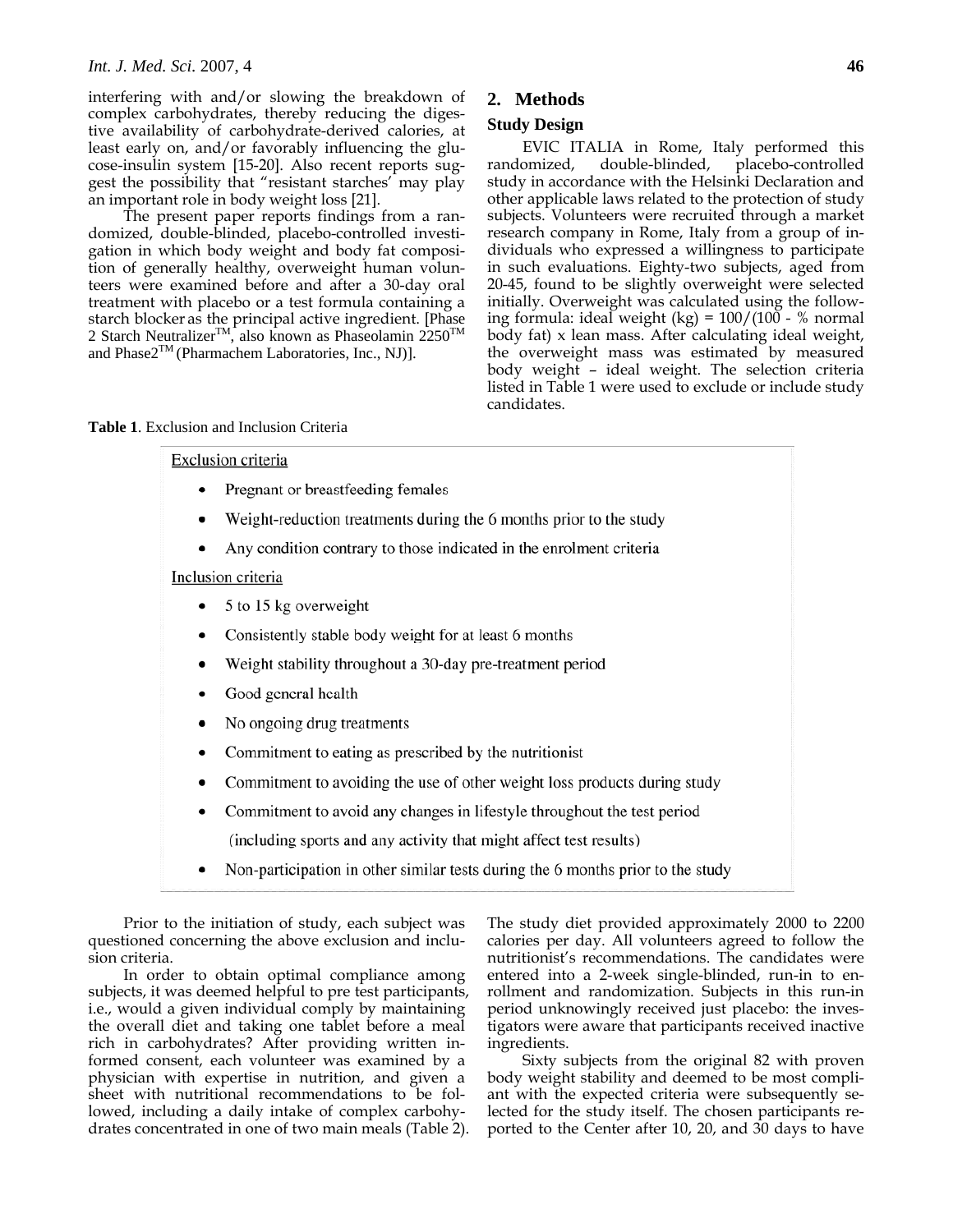interfering with and/or slowing the breakdown of complex carbohydrates, thereby reducing the digestive availability of carbohydrate-derived calories, at least early on, and/or favorably influencing the glucose-insulin system [15-20]. Also recent reports suggest the possibility that "resistant starches' may play an important role in body weight loss [21].

The present paper reports findings from a randomized, double-blinded, placebo-controlled investigation in which body weight and body fat composition of generally healthy, overweight human volunteers were examined before and after a 30-day oral treatment with placebo or a test formula containing a starch blocker as the principal active ingredient. [Phase 2 Starch Neutralizer™, also known as Phaseolamin 2250™ and Phase2™ (Pharmachem Laboratories, Inc., NJ)].

## 2. Methods

### Study Design

EVIC ITALIA in Rome, Italy performed this randomized, double-blinded, placebo-controlled study in accordance with the Helsinki Declaration and other applicable laws related to the protection of study subjects. Volunteers were recruited through a market research company in Rome, Italy from a group of individuals who expressed a willingness to participate in such evaluations. Eighty-two subjects, aged from 20-45, found to be slightly overweight were selected initially. Overweight was calculated using the following formula: ideal weight (kg) = 100/(100 - % normal body fat) x lean mass. After calculating ideal weight, the overweight mass was estimated by measured body weight – ideal weight. The selection criteria listed in Table 1 were used to exclude or include study candidates.

**Table 1**. Exclusion and Inclusion Criteria

Exclusion criteria

- Pregnant or breastfeeding females
- Weight-reduction treatments during the 6 months prior to the study
- Any condition contrary to those indicated in the enrolment criteria

Inclusion criteria

- 5 to 15 kg overweight
- Consistently stable body weight for at least 6 months
- Weight stability throughout a 30-day pre-treatment period
- Good general health
- No ongoing drug treatments
- Commitment to eating as prescribed by the nutritionist
- Commitment to avoiding the use of other weight loss products during study
- Commitment to avoid any changes in lifestyle throughout the test period (including sports and any activity that might affect test results)
- Non-participation in other similar tests during the 6 months prior to the study

Prior to the initiation of study, each subject was questioned concerning the above exclusion and inclusion criteria.

In order to obtain optimal compliance among subjects, it was deemed helpful to pre test participants, i.e., would a given individual comply by maintaining the overall diet and taking one tablet before a meal rich in carbohydrates? After providing written informed consent, each volunteer was examined by a physician with expertise in nutrition, and given a sheet with nutritional recommendations to be followed, including a daily intake of complex carbohydrates concentrated in one of two main meals (Table 2). The study diet provided approximately 2000 to 2200 calories per day. All volunteers agreed to follow the nutritionist's recommendations. The candidates were entered into a 2-week single-blinded, run-in to enrollment and randomization. Subjects in this run-in period unknowingly received just placebo: the investigators were aware that participants received inactive ingredients.

Sixty subjects from the original 82 with proven body weight stability and deemed to be most compliant with the expected criteria were subsequently selected for the study itself. The chosen participants reported to the Center after 10, 20, and 30 days to have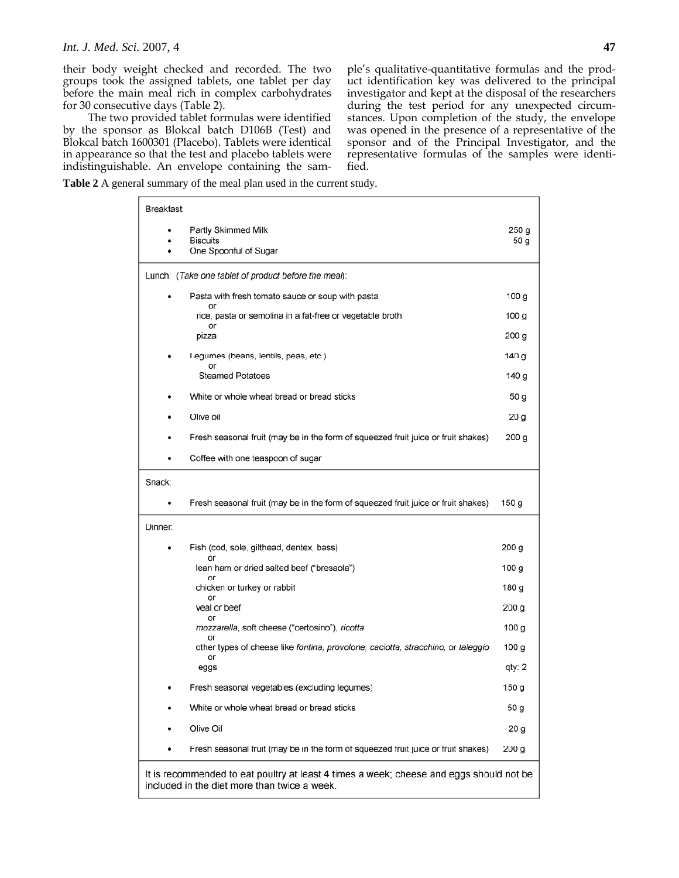their body weight checked and recorded. The two groups took the assigned tablets, one tablet per day before the main meal rich in complex carbohydrates for 30 consecutive days (Table 2).

The two provided tablet formulas were identified by the sponsor as Blokcal batch D106B (Test) and Blokcal batch 1600301 (Placebo). Tablets were identical in appearance so that the test and placebo tablets were indistinguishable. An envelope containing the sample's qualitative-quantitative formulas and the product identification key was delivered to the principal investigator and kept at the disposal of the researchers during the test period for any unexpected circumstances. Upon completion of the study, the envelope was opened in the presence of a representative of the sponsor and of the Principal Investigator, and the representative formulas of the samples were identified.

**Table 2** A general summary of the meal plan used in the current study.

| Meal / Food | Quantity |
|---|---|
| **Breakfast:** | |
| • Partly Skimmed Milk | 250 g |
| • Biscuits | 50 g |
| • One Spoonful of Sugar | |
| **Lunch:** (*Take one tablet of product before the meal*): | |
| • Pasta with fresh tomato sauce or soup with pasta | 100 g |
| or rice, pasta or semolina in a fat-free or vegetable broth | 100 g |
| or pizza | 200 g |
| • Legumes (beans, lentils, peas, etc.) | 140 g |
| or Steamed Potatoes | 140 g |
| • White or whole wheat bread or bread sticks | 50 g |
| • Olive oil | 20 g |
| • Fresh seasonal fruit (may be in the form of squeezed fruit juice or fruit shakes) | 200 g |
| • Coffee with one teaspoon of sugar | |
| **Snack:** | |
| • Fresh seasonal fruit (may be in the form of squeezed fruit juice or fruit shakes) | 150 g |
| **Dinner:** | |
| • Fish (cod, sole, gilthead, dentex, bass) | 200 g |
| or lean ham or dried salted beef ("bresaola") | 100 g |
| or chicken or turkey or rabbit | 180 g |
| or veal or beef | 200 g |
| or *mozzarella*, soft cheese ("certosino"), *ricotta* | 100 g |
| or other types of cheese like *fontina, provolone, caciotta, stracchino*, or *taleggio* | 100 g |
| or eggs | qty: 2 |
| • Fresh seasonal vegetables (excluding legumes) | 150 g |
| • White or whole wheat bread or bread sticks | 50 g |
| • Olive Oil | 20 g |
| • Fresh seasonal fruit (may be in the form of squeezed fruit juice or fruit shakes) | 200 g |
| It is recommended to eat poultry at least 4 times a week; cheese and eggs should not be included in the diet more than twice a week. | |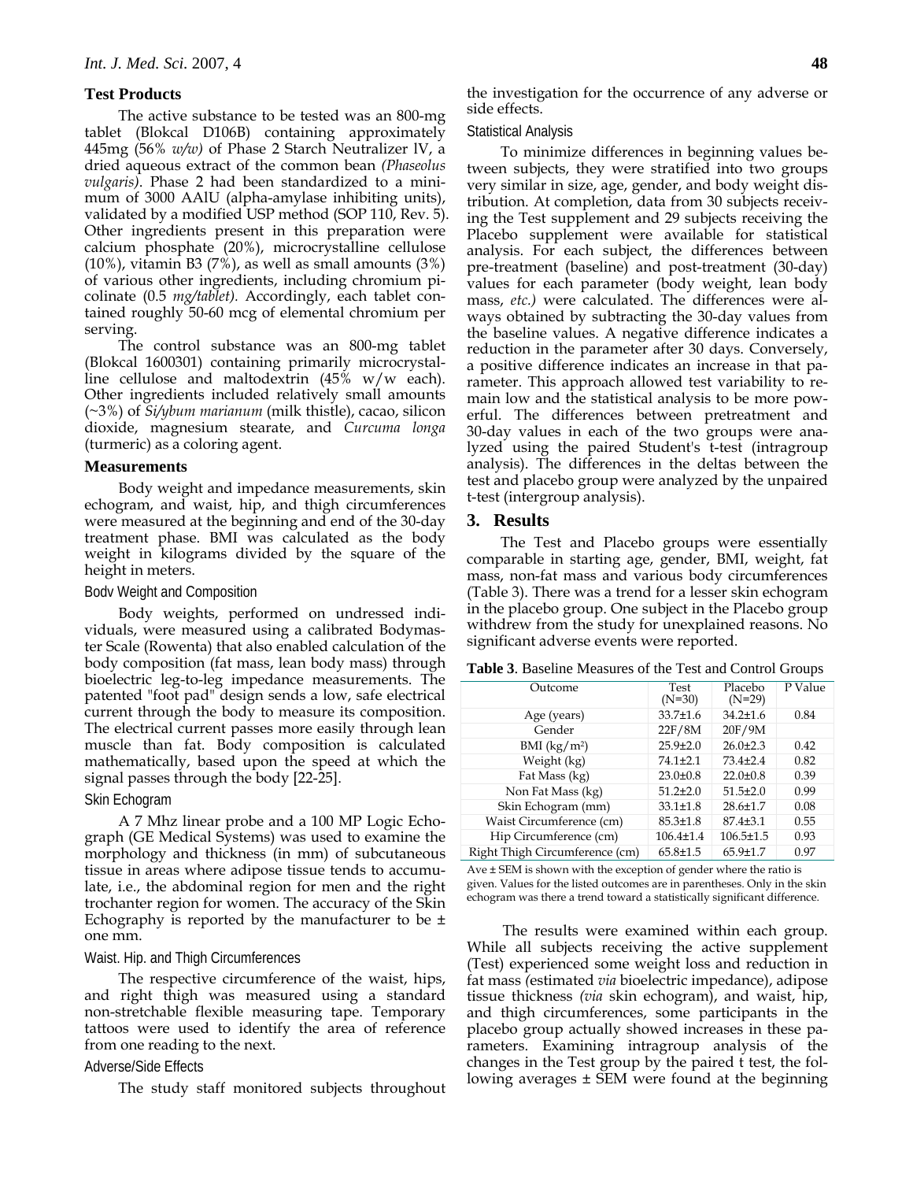### Test Products

The active substance to be tested was an 800-mg tablet (Blokcal D106B) containing approximately 445mg (56% *w/w)* of Phase 2 Starch Neutralizer lV, a dried aqueous extract of the common bean *(Phaseolus vulgaris)*. Phase 2 had been standardized to a minimum of 3000 AAIU (alpha-amylase inhibiting units), validated by a modified USP method (SOP 110, Rev. 5). Other ingredients present in this preparation were calcium phosphate (20%), microcrystalline cellulose (10%), vitamin B3 (7%), as well as small amounts (3%) of various other ingredients, including chromium picolinate (0.5 *mg/tablet).* Accordingly, each tablet contained roughly 50-60 mcg of elemental chromium per serving.

The control substance was an 800-mg tablet (Blokcal 1600301) containing primarily microcrystalline cellulose and maltodextrin (45% w/w each). Other ingredients included relatively small amounts (~3%) of *Si/ybum marianum* (milk thistle), cacao, silicon dioxide, magnesium stearate, and *Curcuma longa* (turmeric) as a coloring agent.

### Measurements

Body weight and impedance measurements, skin echogram, and waist, hip, and thigh circumferences were measured at the beginning and end of the 30-day treatment phase. BMI was calculated as the body weight in kilograms divided by the square of the height in meters.

#### Bodv Weight and Composition

Body weights, performed on undressed individuals, were measured using a calibrated Bodymaster Scale (Rowenta) that also enabled calculation of the body composition (fat mass, lean body mass) through bioelectric leg-to-leg impedance measurements. The patented "foot pad" design sends a low, safe electrical current through the body to measure its composition. The electrical current passes more easily through lean muscle than fat. Body composition is calculated mathematically, based upon the speed at which the signal passes through the body [22-25].

#### Skin Echogram

A 7 Mhz linear probe and a 100 MP Logic Echograph (GE Medical Systems) was used to examine the morphology and thickness (in mm) of subcutaneous tissue in areas where adipose tissue tends to accumulate, i.e., the abdominal region for men and the right trochanter region for women. The accuracy of the Skin Echography is reported by the manufacturer to be ± one mm.

#### Waist. Hip. and Thigh Circumferences

The respective circumference of the waist, hips, and right thigh was measured using a standard non-stretchable flexible measuring tape. Temporary tattoos were used to identify the area of reference from one reading to the next.

#### Adverse/Side Effects

The study staff monitored subjects throughout the investigation for the occurrence of any adverse or side effects.

#### Statistical Analysis

To minimize differences in beginning values between subjects, they were stratified into two groups very similar in size, age, gender, and body weight distribution. At completion, data from 30 subjects receiving the Test supplement and 29 subjects receiving the Placebo supplement were available for statistical analysis. For each subject, the differences between pre-treatment (baseline) and post-treatment (30-day) values for each parameter (body weight, lean body mass, *etc.)* were calculated. The differences were always obtained by subtracting the 30-day values from the baseline values. A negative difference indicates a reduction in the parameter after 30 days. Conversely, a positive difference indicates an increase in that parameter. This approach allowed test variability to remain low and the statistical analysis to be more powerful. The differences between pretreatment and 30-day values in each of the two groups were analyzed using the paired Student's t-test (intragroup analysis). The differences in the deltas between the test and placebo group were analyzed by the unpaired t-test (intergroup analysis).

## 3. Results

The Test and Placebo groups were essentially comparable in starting age, gender, BMI, weight, fat mass, non-fat mass and various body circumferences (Table 3). There was a trend for a lesser skin echogram in the placebo group. One subject in the Placebo group withdrew from the study for unexplained reasons. No significant adverse events were reported.

**Table 3**. Baseline Measures of the Test and Control Groups

| Outcome | Test (N=30) | Placebo (N=29) | P Value |
|---|---|---|---|
| Age (years) | 33.7±1.6 | 34.2±1.6 | 0.84 |
| Gender | 22F/8M | 20F/9M | |
| BMI (kg/m$^2$) | 25.9±2.0 | 26.0±2.3 | 0.42 |
| Weight (kg) | 74.1±2.1 | 73.4±2.4 | 0.82 |
| Fat Mass (kg) | 23.0±0.8 | 22.0±0.8 | 0.39 |
| Non Fat Mass (kg) | 51.2±2.0 | 51.5±2.0 | 0.99 |
| Skin Echogram (mm) | 33.1±1.8 | 28.6±1.7 | 0.08 |
| Waist Circumference (cm) | 85.3±1.8 | 87.4±3.1 | 0.55 |
| Hip Circumference (cm) | 106.4±1.4 | 106.5±1.5 | 0.93 |
| Right Thigh Circumference (cm) | 65.8±1.5 | 65.9±1.7 | 0.97 |

Ave ± SEM is shown with the exception of gender where the ratio is given. Values for the listed outcomes are in parentheses. Only in the skin echogram was there a trend toward a statistically significant difference.

The results were examined within each group. While all subjects receiving the active supplement (Test) experienced some weight loss and reduction in fat mass *(*estimated *via* bioelectric impedance), adipose tissue thickness *(via* skin echogram), and waist, hip, and thigh circumferences, some participants in the placebo group actually showed increases in these parameters. Examining intragroup analysis of the changes in the Test group by the paired t test, the following averages ± SEM were found at the beginning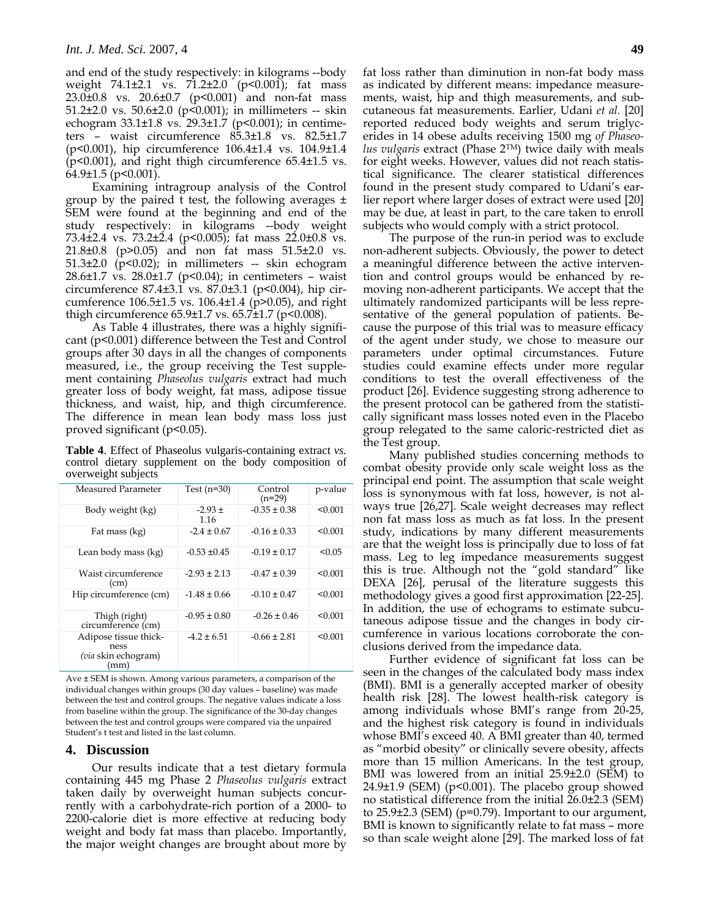and end of the study respectively: in kilograms --body weight 74.1±2.1 vs. 71.2±2.0 ($p<0.001$); fat mass 23.0±0.8 vs. 20.6±0.7 ($p<0.001$) and non-fat mass 51.2±2.0 vs. 50.6±2.0 ($p<0.001$); in millimeters -- skin echogram 33.1±1.8 vs. 29.3±1.7 ($p<0.001$); in centimeters – waist circumference 85.3±1.8 vs. 82.5±1.7 ($p<0.001$), hip circumference 106.4±1.4 vs. 104.9±1.4 ($p<0.001$), and right thigh circumference 65.4±1.5 vs. 64.9±1.5 ($p<0.001$).

Examining intragroup analysis of the Control group by the paired t test, the following averages ± SEM were found at the beginning and end of the study respectively: in kilograms --body weight 73.4±2.4 vs. 73.2±2.4 ($p<0.005$); fat mass 22.0±0.8 vs. 21.8±0.8 ($p>0.05$) and non fat mass 51.5±2.0 vs. 51.3±2.0 ($p<0.02$); in millimeters -- skin echogram 28.6±1.7 vs. 28.0±1.7 ($p<0.04$); in centimeters – waist circumference 87.4±3.1 vs. 87.0±3.1 ($p<0.004$), hip circumference 106.5±1.5 vs. 106.4±1.4 ($p>0.05$), and right thigh circumference 65.9±1.7 vs. 65.7±1.7 ($p<0.008$).

As Table 4 illustrates, there was a highly significant ($p<0.001$) difference between the Test and Control groups after 30 days in all the changes of components measured, i.e., the group receiving the Test supplement containing *Phaseolus vulgaris* extract had much greater loss of body weight, fat mass, adipose tissue thickness, and waist, hip, and thigh circumference. The difference in mean lean body mass loss just proved significant ($p<0.05$).

**Table 4**. Effect of Phaseolus vulgaris-containing extract *vs.* control dietary supplement on the body composition of overweight subjects

| Measured Parameter | Test (n=30) | Control (n=29) | p-value |
|---|---|---|---|
| Body weight (kg) | -2.93 ± 1.16 | -0.35 ± 0.38 | <0.001 |
| Fat mass (kg) | -2.4 ± 0.67 | -0.16 ± 0.33 | <0.001 |
| Lean body mass (kg) | -0.53 ±0.45 | -0.19 ± 0.17 | <0.05 |
| Waist circumference (cm) | -2.93 ± 2.13 | -0.47 ± 0.39 | <0.001 |
| Hip circumference (cm) | -1.48 ± 0.66 | -0.10 ± 0.47 | <0.001 |
| Thigh (right) circumference (cm) | -0.95 ± 0.80 | -0.26 ± 0.46 | <0.001 |
| Adipose tissue thickness (*via* skin echogram) (mm) | -4.2 ± 6.51 | -0.66 ± 2.81 | <0.001 |

Ave ± SEM is shown. Among various parameters, a comparison of the individual changes within groups (30 day values – baseline) was made between the test and control groups. The negative values indicate a loss from baseline within the group. The significance of the 30-day changes between the test and control groups were compared via the unpaired Student's t test and listed in the last column.

## 4. Discussion

Our results indicate that a test dietary formula containing 445 mg Phase 2 *Phaseolus vulgaris* extract taken daily by overweight human subjects concurrently with a carbohydrate-rich portion of a 2000- to 2200-calorie diet is more effective at reducing body weight and body fat mass than placebo. Importantly, the major weight changes are brought about more by fat loss rather than diminution in non-fat body mass as indicated by different means: impedance measurements, waist, hip and thigh measurements, and subcutaneous fat measurements. Earlier, Udani *et al.* [20] reported reduced body weights and serum triglycerides in 14 obese adults receiving 1500 mg *of Phaseolus vulgaris* extract (Phase 2™) twice daily with meals for eight weeks. However, values did not reach statistical significance. The clearer statistical differences found in the present study compared to Udani's earlier report where larger doses of extract were used [20] may be due, at least in part, to the care taken to enroll subjects who would comply with a strict protocol.

The purpose of the run-in period was to exclude non-adherent subjects. Obviously, the power to detect a meaningful difference between the active intervention and control groups would be enhanced by removing non-adherent participants. We accept that the ultimately randomized participants will be less representative of the general population of patients. Because the purpose of this trial was to measure efficacy of the agent under study, we chose to measure our parameters under optimal circumstances. Future studies could examine effects under more regular conditions to test the overall effectiveness of the product [26]. Evidence suggesting strong adherence to the present protocol can be gathered from the statistically significant mass losses noted even in the Placebo group relegated to the same caloric-restricted diet as the Test group.

Many published studies concerning methods to combat obesity provide only scale weight loss as the principal end point. The assumption that scale weight loss is synonymous with fat loss, however, is not always true [26,27]. Scale weight decreases may reflect non fat mass loss as much as fat loss. In the present study, indications by many different measurements are that the weight loss is principally due to loss of fat mass. Leg to leg impedance measurements suggest this is true. Although not the "gold standard" like DEXA [26], perusal of the literature suggests this methodology gives a good first approximation [22-25]. In addition, the use of echograms to estimate subcutaneous adipose tissue and the changes in body circumference in various locations corroborate the conclusions derived from the impedance data.

Further evidence of significant fat loss can be seen in the changes of the calculated body mass index (BMI). BMI is a generally accepted marker of obesity health risk [28]. The lowest health-risk category is among individuals whose BMI's range from 20-25, and the highest risk category is found in individuals whose BMI's exceed 40. A BMI greater than 40, termed as "morbid obesity" or clinically severe obesity, affects more than 15 million Americans. In the test group, BMI was lowered from an initial 25.9±2.0 (SEM) to 24.9±1.9 (SEM) ($p<0.001$). The placebo group showed no statistical difference from the initial 26.0±2.3 (SEM) to 25.9±2.3 (SEM) ($p=0.79$). Important to our argument, BMI is known to significantly relate to fat mass – more so than scale weight alone [29]. The marked loss of fat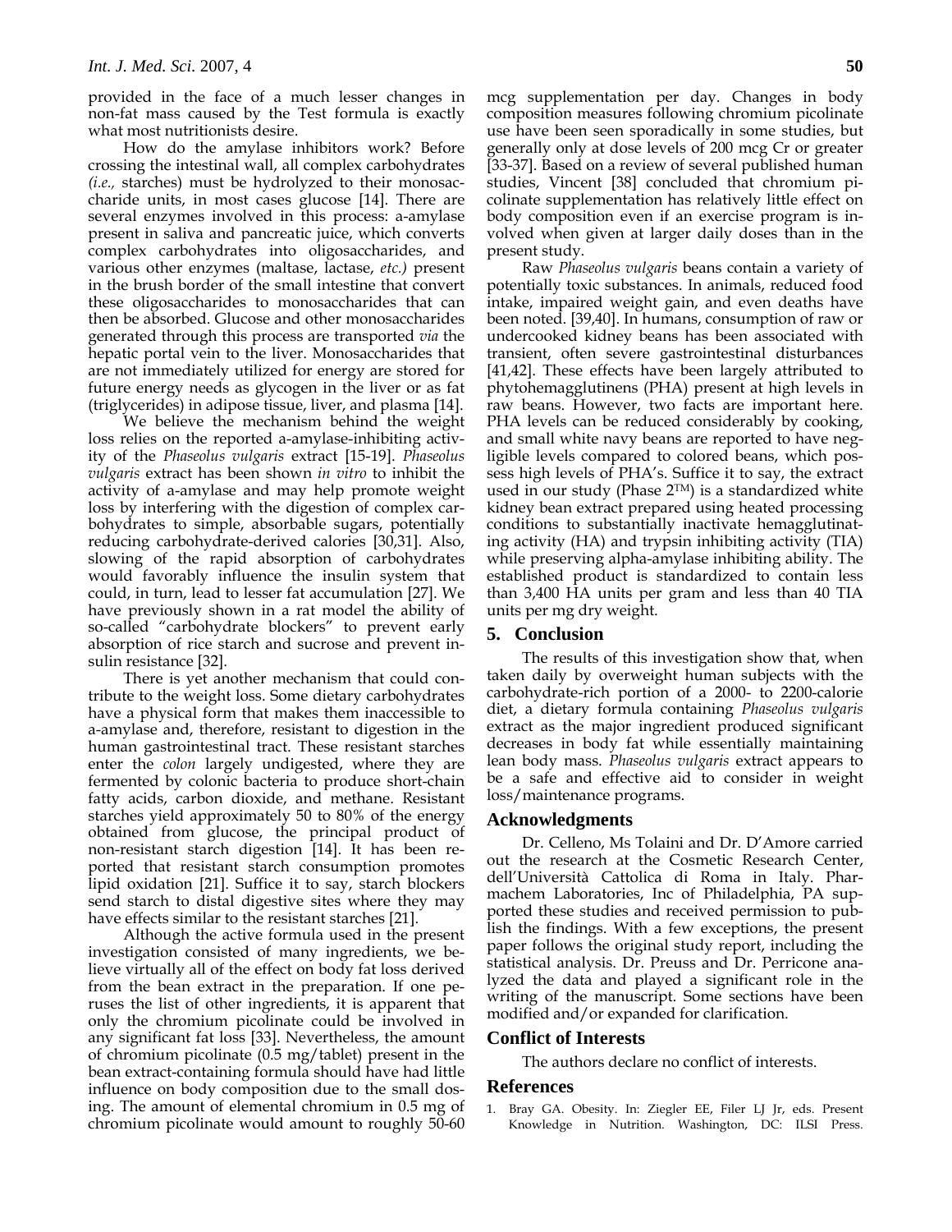provided in the face of a much lesser changes in non-fat mass caused by the Test formula is exactly what most nutritionists desire.

How do the amylase inhibitors work? Before crossing the intestinal wall, all complex carbohydrates *(i.e.,* starches) must be hydrolyzed to their monosaccharide units, in most cases glucose [14]. There are several enzymes involved in this process: a-amylase present in saliva and pancreatic juice, which converts complex carbohydrates into oligosaccharides, and various other enzymes (maltase, lactase, *etc.)* present in the brush border of the small intestine that convert these oligosaccharides to monosaccharides that can then be absorbed. Glucose and other monosaccharides generated through this process are transported *via* the hepatic portal vein to the liver. Monosaccharides that are not immediately utilized for energy are stored for future energy needs as glycogen in the liver or as fat (triglycerides) in adipose tissue, liver, and plasma [14].

We believe the mechanism behind the weight loss relies on the reported a-amylase-inhibiting activity of the *Phaseolus vulgaris* extract [15-19]. *Phaseolus vulgaris* extract has been shown *in vitro* to inhibit the activity of a-amylase and may help promote weight loss by interfering with the digestion of complex carbohydrates to simple, absorbable sugars, potentially reducing carbohydrate-derived calories [30,31]. Also, slowing of the rapid absorption of carbohydrates would favorably influence the insulin system that could, in turn, lead to lesser fat accumulation [27]. We have previously shown in a rat model the ability of so-called "carbohydrate blockers" to prevent early absorption of rice starch and sucrose and prevent insulin resistance [32].

There is yet another mechanism that could contribute to the weight loss. Some dietary carbohydrates have a physical form that makes them inaccessible to a-amylase and, therefore, resistant to digestion in the human gastrointestinal tract. These resistant starches enter the *colon* largely undigested, where they are fermented by colonic bacteria to produce short-chain fatty acids, carbon dioxide, and methane. Resistant starches yield approximately 50 to 80% of the energy obtained from glucose, the principal product of non-resistant starch digestion [14]. It has been reported that resistant starch consumption promotes lipid oxidation [21]. Suffice it to say, starch blockers send starch to distal digestive sites where they may have effects similar to the resistant starches [21].

Although the active formula used in the present investigation consisted of many ingredients, we believe virtually all of the effect on body fat loss derived from the bean extract in the preparation. If one peruses the list of other ingredients, it is apparent that only the chromium picolinate could be involved in any significant fat loss [33]. Nevertheless, the amount of chromium picolinate (0.5 mg/tablet) present in the bean extract-containing formula should have had little influence on body composition due to the small dosing. The amount of elemental chromium in 0.5 mg of chromium picolinate would amount to roughly 50-60 mcg supplementation per day. Changes in body composition measures following chromium picolinate use have been seen sporadically in some studies, but generally only at dose levels of 200 mcg Cr or greater [33-37]. Based on a review of several published human studies, Vincent [38] concluded that chromium picolinate supplementation has relatively little effect on body composition even if an exercise program is involved when given at larger daily doses than in the present study.

Raw *Phaseolus vulgaris* beans contain a variety of potentially toxic substances. In animals, reduced food intake, impaired weight gain, and even deaths have been noted. [39,40]. In humans, consumption of raw or undercooked kidney beans has been associated with transient, often severe gastrointestinal disturbances [41,42]. These effects have been largely attributed to phytohemagglutinens (PHA) present at high levels in raw beans. However, two facts are important here. PHA levels can be reduced considerably by cooking, and small white navy beans are reported to have negligible levels compared to colored beans, which possess high levels of PHA's. Suffice it to say, the extract used in our study (Phase 2™) is a standardized white kidney bean extract prepared using heated processing conditions to substantially inactivate hemagglutinating activity (HA) and trypsin inhibiting activity (TIA) while preserving alpha-amylase inhibiting ability. The established product is standardized to contain less than 3,400 HA units per gram and less than 40 TIA units per mg dry weight.

## 5. Conclusion

The results of this investigation show that, when taken daily by overweight human subjects with the carbohydrate-rich portion of a 2000- to 2200-calorie diet, a dietary formula containing *Phaseolus vulgaris* extract as the major ingredient produced significant decreases in body fat while essentially maintaining lean body mass. *Phaseolus vulgaris* extract appears to be a safe and effective aid to consider in weight loss/maintenance programs.

## Acknowledgments

Dr. Celleno, Ms Tolaini and Dr. D'Amore carried out the research at the Cosmetic Research Center, dell'Università Cattolica di Roma in Italy. Pharmachem Laboratories, Inc of Philadelphia, PA supported these studies and received permission to publish the findings. With a few exceptions, the present paper follows the original study report, including the statistical analysis. Dr. Preuss and Dr. Perricone analyzed the data and played a significant role in the writing of the manuscript. Some sections have been modified and/or expanded for clarification.

## Conflict of Interests

The authors declare no conflict of interests.

## References

1. Bray GA. Obesity. In: Ziegler EE, Filer LJ Jr, eds. Present Knowledge in Nutrition. Washington, DC: ILSI Press.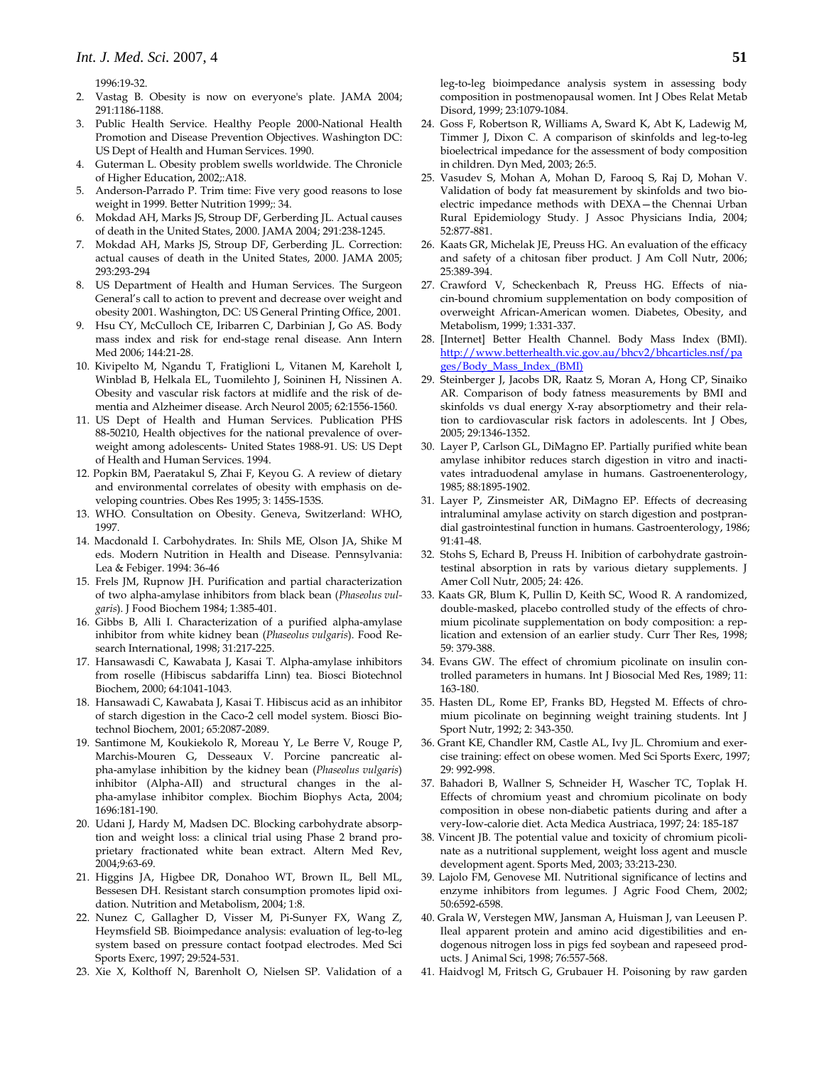1996:19-32.

2. Vastag B. Obesity is now on everyone's plate. JAMA 2004; 291:1186-1188.
3. Public Health Service. Healthy People 2000-National Health Promotion and Disease Prevention Objectives. Washington DC: US Dept of Health and Human Services. 1990.
4. Guterman L. Obesity problem swells worldwide. The Chronicle of Higher Education, 2002;:A18.
5. Anderson-Parrado P. Trim time: Five very good reasons to lose weight in 1999. Better Nutrition 1999;: 34.
6. Mokdad AH, Marks JS, Stroup DF, Gerberding JL. Actual causes of death in the United States, 2000. JAMA 2004; 291:238-1245.
7. Mokdad AH, Marks JS, Stroup DF, Gerberding JL. Correction: actual causes of death in the United States, 2000. JAMA 2005; 293:293-294
8. US Department of Health and Human Services. The Surgeon General's call to action to prevent and decrease over weight and obesity 2001. Washington, DC: US General Printing Office, 2001.
9. Hsu CY, McCulloch CE, Iribarren C, Darbinian J, Go AS. Body mass index and risk for end-stage renal disease. Ann Intern Med 2006; 144:21-28.
10. Kivipelto M, Ngandu T, Fratiglioni L, Vitanen M, Kareholt I, Winblad B, Helkala EL, Tuomilehto J, Soininen H, Nissinen A. Obesity and vascular risk factors at midlife and the risk of dementia and Alzheimer disease. Arch Neurol 2005; 62:1556-1560.
11. US Dept of Health and Human Services. Publication PHS 88-50210, Health objectives for the national prevalence of overweight among adolescents- United States 1988-91. US: US Dept of Health and Human Services. 1994.
12. Popkin BM, Paeratakul S, Zhai F, Keyou G. A review of dietary and environmental correlates of obesity with emphasis on developing countries. Obes Res 1995; 3: 145S-153S.
13. WHO. Consultation on Obesity. Geneva, Switzerland: WHO, 1997.
14. Macdonald I. Carbohydrates. In: Shils ME, Olson JA, Shike M eds. Modern Nutrition in Health and Disease. Pennsylvania: Lea & Febiger. 1994: 36-46
15. Frels JM, Rupnow JH. Purification and partial characterization of two alpha-amylase inhibitors from black bean (*Phaseolus vulgaris*). J Food Biochem 1984; 1:385-401.
16. Gibbs B, Alli I. Characterization of a purified alpha-amylase inhibitor from white kidney bean (*Phaseolus vulgaris*). Food Research International, 1998; 31:217-225.
17. Hansawasdi C, Kawabata J, Kasai T. Alpha-amylase inhibitors from roselle (Hibiscus sabdariffa Linn) tea. Biosci Biotechnol Biochem, 2000; 64:1041-1043.
18. Hansawadi C, Kawabata J, Kasai T. Hibiscus acid as an inhibitor of starch digestion in the Caco-2 cell model system. Biosci Biotechnol Biochem, 2001; 65:2087-2089.
19. Santimone M, Koukiekolo R, Moreau Y, Le Berre V, Rouge P, Marchis-Mouren G, Desseaux V. Porcine pancreatic alpha-amylase inhibition by the kidney bean (*Phaseolus vulgaris*) inhibitor (Alpha-AI1) and structural changes in the alpha-amylase inhibitor complex. Biochim Biophys Acta, 2004; 1696:181-190.
20. Udani J, Hardy M, Madsen DC. Blocking carbohydrate absorption and weight loss: a clinical trial using Phase 2 brand proprietary fractionated white bean extract. Altern Med Rev, 2004;9:63-69.
21. Higgins JA, Higbee DR, Donahoo WT, Brown IL, Bell ML, Bessesen DH. Resistant starch consumption promotes lipid oxidation. Nutrition and Metabolism, 2004; 1:8.
22. Nunez C, Gallagher D, Visser M, Pi-Sunyer FX, Wang Z, Heymsfield SB. Bioimpedance analysis: evaluation of leg-to-leg system based on pressure contact footpad electrodes. Med Sci Sports Exerc, 1997; 29:524-531.
23. Xie X, Kolthoff N, Barenholt O, Nielsen SP. Validation of a leg-to-leg bioimpedance analysis system in assessing body composition in postmenopausal women. Int J Obes Relat Metab Disord, 1999; 23:1079-1084.
24. Goss F, Robertson R, Williams A, Sward K, Abt K, Ladewig M, Timmer J, Dixon C. A comparison of skinfolds and leg-to-leg bioelectrical impedance for the assessment of body composition in children. Dyn Med, 2003; 26:5.
25. Vasudev S, Mohan A, Mohan D, Farooq S, Raj D, Mohan V. Validation of body fat measurement by skinfolds and two bioelectric impedance methods with DEXA—the Chennai Urban Rural Epidemiology Study. J Assoc Physicians India, 2004; 52:877-881.
26. Kaats GR, Michelak JE, Preuss HG. An evaluation of the efficacy and safety of a chitosan fiber product. J Am Coll Nutr, 2006; 25:389-394.
27. Crawford V, Scheckenbach R, Preuss HG. Effects of niacin-bound chromium supplementation on body composition of overweight African-American women. Diabetes, Obesity, and Metabolism, 1999; 1:331-337.
28. [Internet] Better Health Channel. Body Mass Index (BMI). http://www.betterhealth.vic.gov.au/bhcv2/bhcarticles.nsf/pages/Body_Mass_Index_(BMI)
29. Steinberger J, Jacobs DR, Raatz S, Moran A, Hong CP, Sinaiko AR. Comparison of body fatness measurements by BMI and skinfolds vs dual energy X-ray absorptiometry and their relation to cardiovascular risk factors in adolescents. Int J Obes, 2005; 29:1346-1352.
30. Layer P, Carlson GL, DiMagno EP. Partially purified white bean amylase inhibitor reduces starch digestion in vitro and inactivates intraduodenal amylase in humans. Gastroenenterology, 1985; 88:1895-1902.
31. Layer P, Zinsmeister AR, DiMagno EP. Effects of decreasing intraluminal amylase activity on starch digestion and postprandial gastrointestinal function in humans. Gastroenterology, 1986; 91:41-48.
32. Stohs S, Echard B, Preuss H. Inibition of carbohydrate gastrointestinal absorption in rats by various dietary supplements. J Amer Coll Nutr, 2005; 24: 426.
33. Kaats GR, Blum K, Pullin D, Keith SC, Wood R. A randomized, double-masked, placebo controlled study of the effects of chromium picolinate supplementation on body composition: a replication and extension of an earlier study. Curr Ther Res, 1998; 59: 379-388.
34. Evans GW. The effect of chromium picolinate on insulin controlled parameters in humans. Int J Biosocial Med Res, 1989; 11: 163-180.
35. Hasten DL, Rome EP, Franks BD, Hegsted M. Effects of chromium picolinate on beginning weight training students. Int J Sport Nutr, 1992; 2: 343-350.
36. Grant KE, Chandler RM, Castle AL, Ivy JL. Chromium and exercise training: effect on obese women. Med Sci Sports Exerc, 1997; 29: 992-998.
37. Bahadori B, Wallner S, Schneider H, Wascher TC, Toplak H. Effects of chromium yeast and chromium picolinate on body composition in obese non-diabetic patients during and after a very-low-calorie diet. Acta Medica Austriaca, 1997; 24: 185-187
38. Vincent JB. The potential value and toxicity of chromium picolinate as a nutritional supplement, weight loss agent and muscle development agent. Sports Med, 2003; 33:213-230.
39. Lajolo FM, Genovese MI. Nutritional significance of lectins and enzyme inhibitors from legumes. J Agric Food Chem, 2002; 50:6592-6598.
40. Grala W, Verstegen MW, Jansman A, Huisman J, van Leeusen P. Ileal apparent protein and amino acid digestibilities and endogenous nitrogen loss in pigs fed soybean and rapeseed products. J Animal Sci, 1998; 76:557-568.
41. Haidvogl M, Fritsch G, Grubauer H. Poisoning by raw garden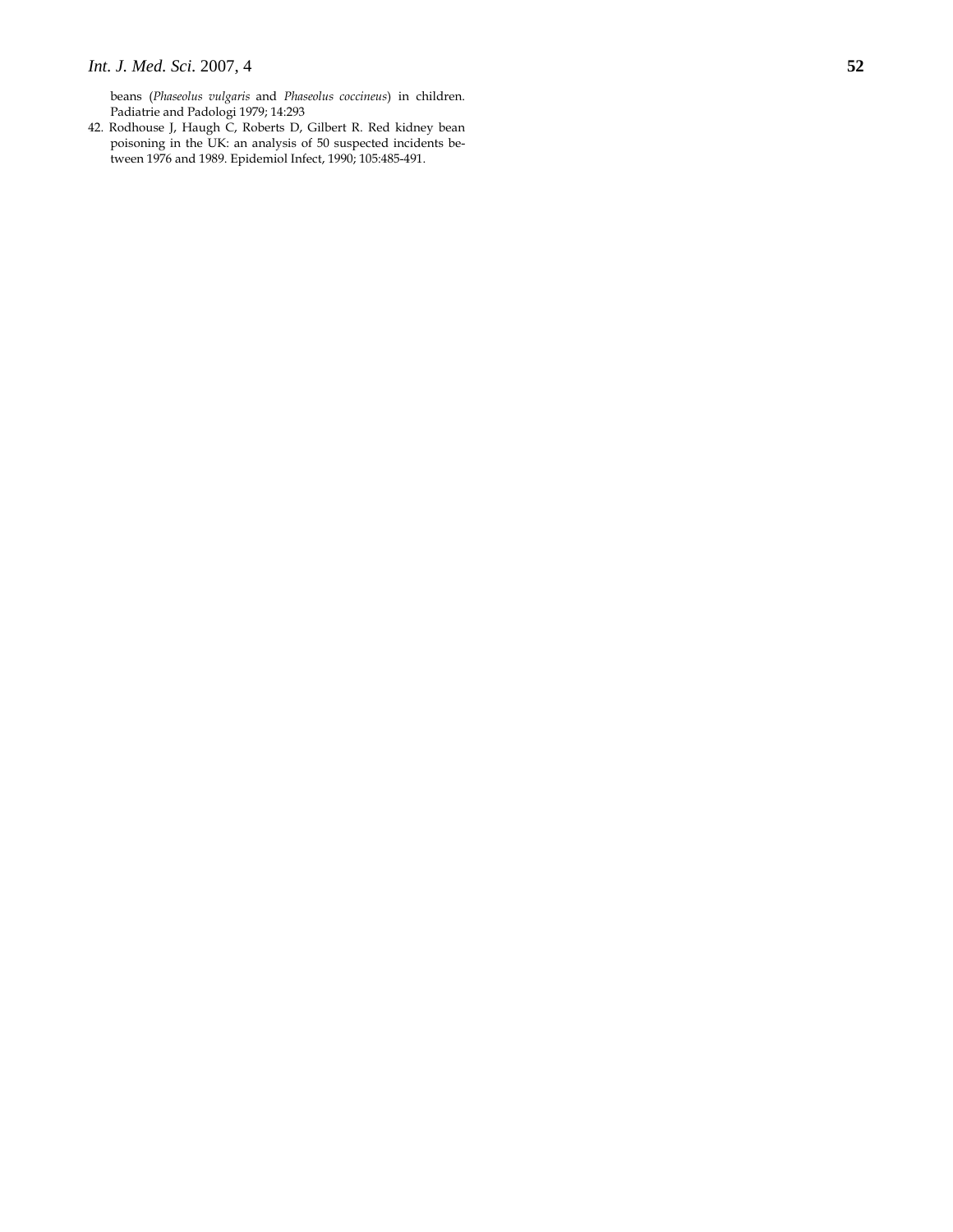beans (*Phaseolus vulgaris* and *Phaseolus coccineus*) in children. Padiatrie and Padologi 1979; 14:293

42. Rodhouse J, Haugh C, Roberts D, Gilbert R. Red kidney bean poisoning in the UK: an analysis of 50 suspected incidents between 1976 and 1989. Epidemiol Infect, 1990; 105:485-491.